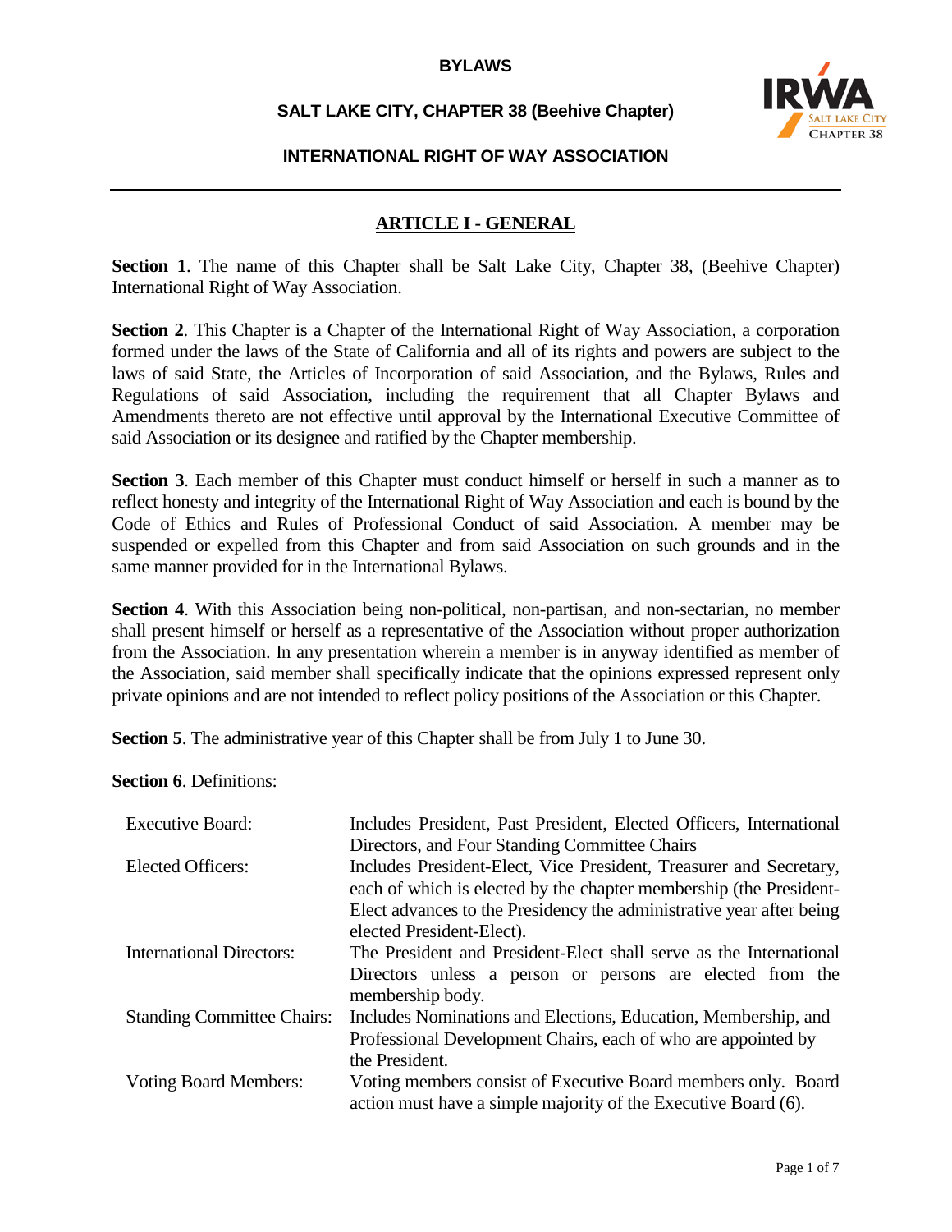# BYLAWS

## SALT LAKE CITY, CHAPTER 38 (Beehive Chapter)

## INTERNATIONAL RIGHT OF WAY ASSOCIATION

---

## ARTICLE I - GENERAL

**Section 1**. The name of this Chapter shall be Salt Lake City, Chapter 38, (Beehive Chapter) International Right of Way Association.

**Section 2**. This Chapter is a Chapter of the International Right of Way Association, a corporation formed under the laws of the State of California and all of its rights and powers are subject to the laws of said State, the Articles of Incorporation of said Association, and the Bylaws, Rules and Regulations of said Association, including the requirement that all Chapter Bylaws and Amendments thereto are not effective until approval by the International Executive Committee of said Association or its designee and ratified by the Chapter membership.

**Section 3**. Each member of this Chapter must conduct himself or herself in such a manner as to reflect honesty and integrity of the International Right of Way Association and each is bound by the Code of Ethics and Rules of Professional Conduct of said Association. A member may be suspended or expelled from this Chapter and from said Association on such grounds and in the same manner provided for in the International Bylaws.

**Section 4**. With this Association being non-political, non-partisan, and non-sectarian, no member shall present himself or herself as a representative of the Association without proper authorization from the Association. In any presentation wherein a member is in anyway identified as member of the Association, said member shall specifically indicate that the opinions expressed represent only private opinions and are not intended to reflect policy positions of the Association or this Chapter.

**Section 5**. The administrative year of this Chapter shall be from July 1 to June 30.

**Section 6**. Definitions:

| | |
|---|---|
| Executive Board: | Includes President, Past President, Elected Officers, International Directors, and Four Standing Committee Chairs |
| Elected Officers: | Includes President-Elect, Vice President, Treasurer and Secretary, each of which is elected by the chapter membership (the President-Elect advances to the Presidency the administrative year after being elected President-Elect). |
| International Directors: | The President and President-Elect shall serve as the International Directors unless a person or persons are elected from the membership body. |
| Standing Committee Chairs: | Includes Nominations and Elections, Education, Membership, and Professional Development Chairs, each of who are appointed by the President. |
| Voting Board Members: | Voting members consist of Executive Board members only. Board action must have a simple majority of the Executive Board (6). |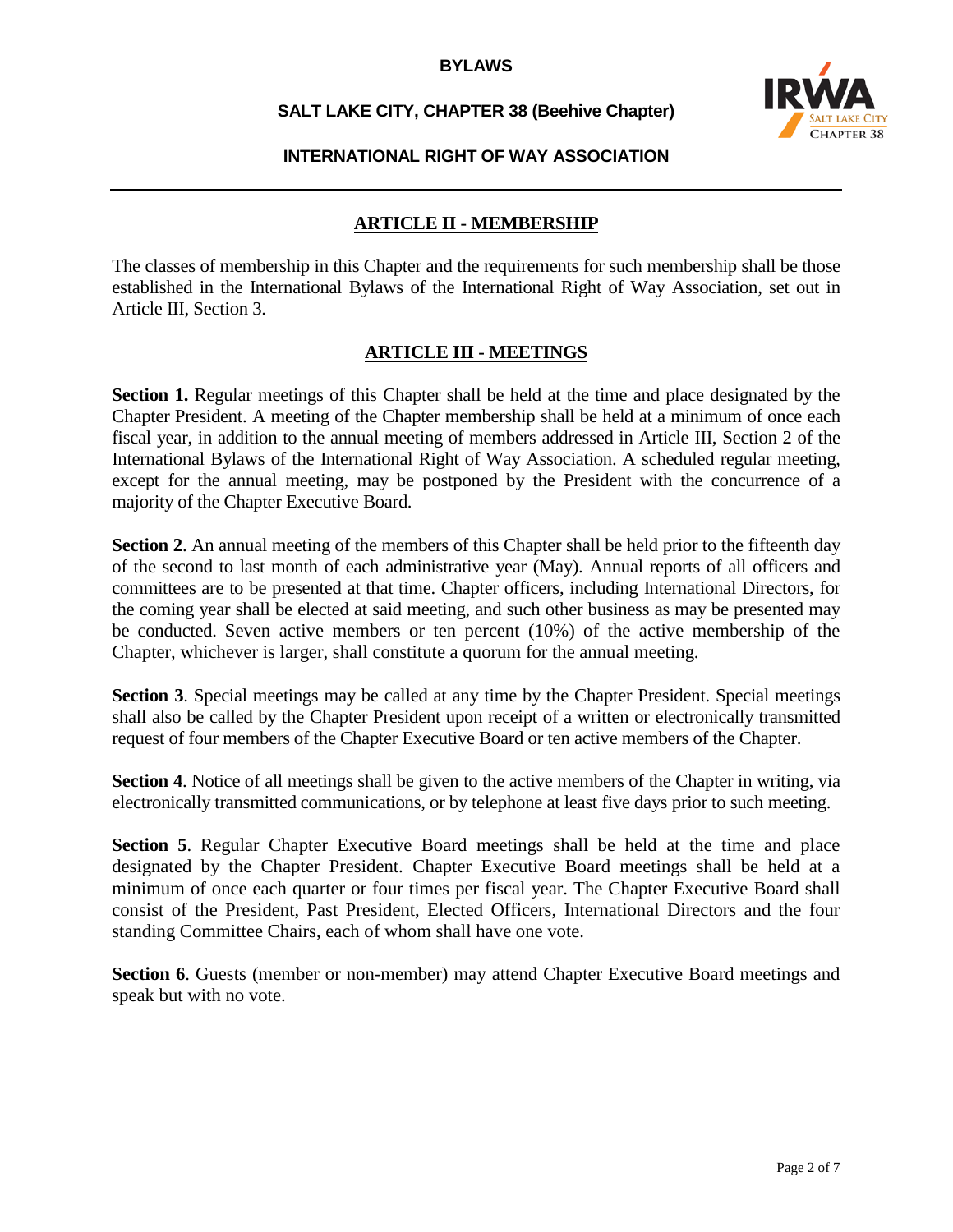## ARTICLE II - MEMBERSHIP

The classes of membership in this Chapter and the requirements for such membership shall be those established in the International Bylaws of the International Right of Way Association, set out in Article III, Section 3.

## ARTICLE III - MEETINGS

**Section 1.** Regular meetings of this Chapter shall be held at the time and place designated by the Chapter President. A meeting of the Chapter membership shall be held at a minimum of once each fiscal year, in addition to the annual meeting of members addressed in Article III, Section 2 of the International Bylaws of the International Right of Way Association. A scheduled regular meeting, except for the annual meeting, may be postponed by the President with the concurrence of a majority of the Chapter Executive Board.

**Section 2**. An annual meeting of the members of this Chapter shall be held prior to the fifteenth day of the second to last month of each administrative year (May). Annual reports of all officers and committees are to be presented at that time. Chapter officers, including International Directors, for the coming year shall be elected at said meeting, and such other business as may be presented may be conducted. Seven active members or ten percent (10%) of the active membership of the Chapter, whichever is larger, shall constitute a quorum for the annual meeting.

**Section 3**. Special meetings may be called at any time by the Chapter President. Special meetings shall also be called by the Chapter President upon receipt of a written or electronically transmitted request of four members of the Chapter Executive Board or ten active members of the Chapter.

**Section 4**. Notice of all meetings shall be given to the active members of the Chapter in writing, via electronically transmitted communications, or by telephone at least five days prior to such meeting.

**Section 5**. Regular Chapter Executive Board meetings shall be held at the time and place designated by the Chapter President. Chapter Executive Board meetings shall be held at a minimum of once each quarter or four times per fiscal year. The Chapter Executive Board shall consist of the President, Past President, Elected Officers, International Directors and the four standing Committee Chairs, each of whom shall have one vote.

**Section 6**. Guests (member or non-member) may attend Chapter Executive Board meetings and speak but with no vote.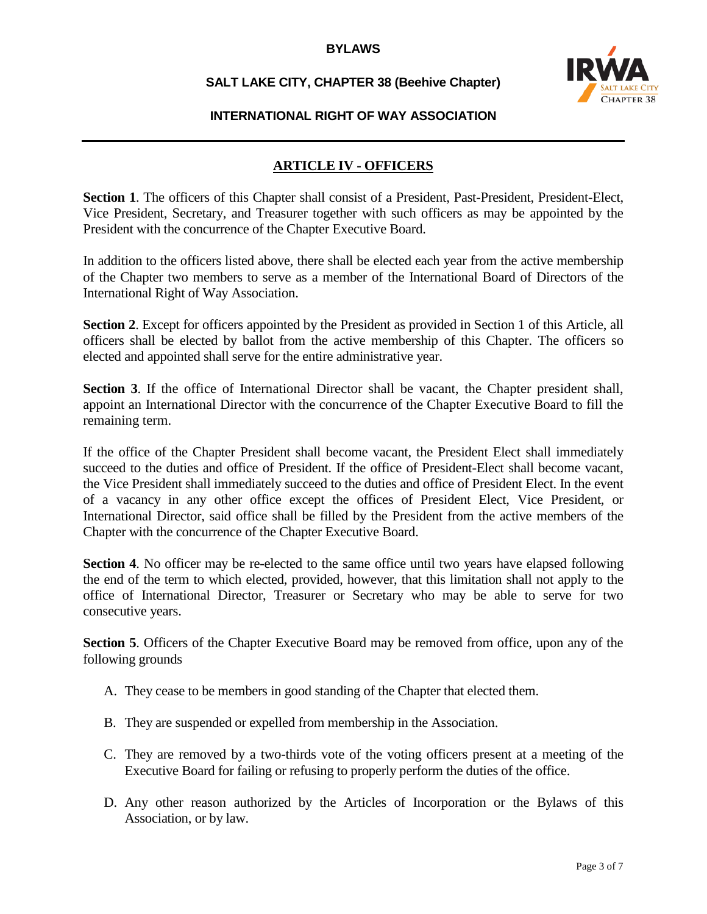## ARTICLE IV - OFFICERS

**Section 1**. The officers of this Chapter shall consist of a President, Past-President, President-Elect, Vice President, Secretary, and Treasurer together with such officers as may be appointed by the President with the concurrence of the Chapter Executive Board.

In addition to the officers listed above, there shall be elected each year from the active membership of the Chapter two members to serve as a member of the International Board of Directors of the International Right of Way Association.

**Section 2**. Except for officers appointed by the President as provided in Section 1 of this Article, all officers shall be elected by ballot from the active membership of this Chapter. The officers so elected and appointed shall serve for the entire administrative year.

**Section 3**. If the office of International Director shall be vacant, the Chapter president shall, appoint an International Director with the concurrence of the Chapter Executive Board to fill the remaining term.

If the office of the Chapter President shall become vacant, the President Elect shall immediately succeed to the duties and office of President. If the office of President-Elect shall become vacant, the Vice President shall immediately succeed to the duties and office of President Elect. In the event of a vacancy in any other office except the offices of President Elect, Vice President, or International Director, said office shall be filled by the President from the active members of the Chapter with the concurrence of the Chapter Executive Board.

**Section 4**. No officer may be re-elected to the same office until two years have elapsed following the end of the term to which elected, provided, however, that this limitation shall not apply to the office of International Director, Treasurer or Secretary who may be able to serve for two consecutive years.

**Section 5**. Officers of the Chapter Executive Board may be removed from office, upon any of the following grounds

A. They cease to be members in good standing of the Chapter that elected them.

B. They are suspended or expelled from membership in the Association.

C. They are removed by a two-thirds vote of the voting officers present at a meeting of the Executive Board for failing or refusing to properly perform the duties of the office.

D. Any other reason authorized by the Articles of Incorporation or the Bylaws of this Association, or by law.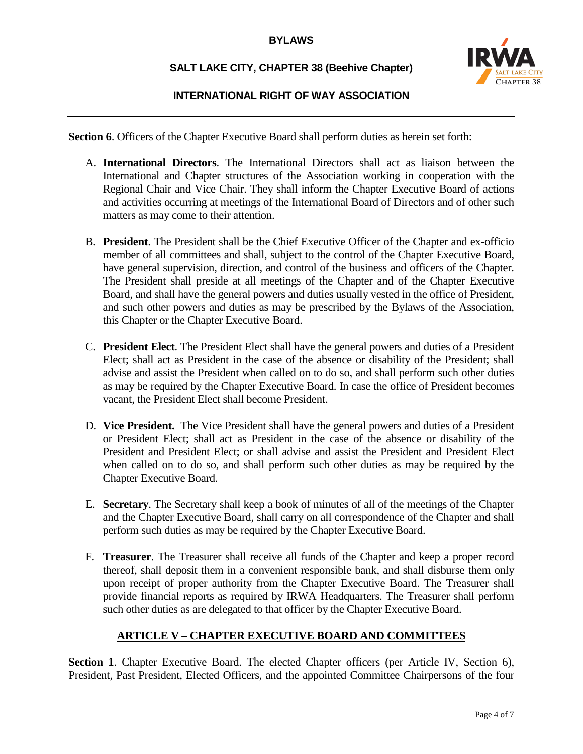**Section 6**. Officers of the Chapter Executive Board shall perform duties as herein set forth:

A. **International Directors**. The International Directors shall act as liaison between the International and Chapter structures of the Association working in cooperation with the Regional Chair and Vice Chair. They shall inform the Chapter Executive Board of actions and activities occurring at meetings of the International Board of Directors and of other such matters as may come to their attention.

B. **President**. The President shall be the Chief Executive Officer of the Chapter and ex-officio member of all committees and shall, subject to the control of the Chapter Executive Board, have general supervision, direction, and control of the business and officers of the Chapter. The President shall preside at all meetings of the Chapter and of the Chapter Executive Board, and shall have the general powers and duties usually vested in the office of President, and such other powers and duties as may be prescribed by the Bylaws of the Association, this Chapter or the Chapter Executive Board.

C. **President Elect**. The President Elect shall have the general powers and duties of a President Elect; shall act as President in the case of the absence or disability of the President; shall advise and assist the President when called on to do so, and shall perform such other duties as may be required by the Chapter Executive Board. In case the office of President becomes vacant, the President Elect shall become President.

D. **Vice President.** The Vice President shall have the general powers and duties of a President or President Elect; shall act as President in the case of the absence or disability of the President and President Elect; or shall advise and assist the President and President Elect when called on to do so, and shall perform such other duties as may be required by the Chapter Executive Board.

E. **Secretary**. The Secretary shall keep a book of minutes of all of the meetings of the Chapter and the Chapter Executive Board, shall carry on all correspondence of the Chapter and shall perform such duties as may be required by the Chapter Executive Board.

F. **Treasurer**. The Treasurer shall receive all funds of the Chapter and keep a proper record thereof, shall deposit them in a convenient responsible bank, and shall disburse them only upon receipt of proper authority from the Chapter Executive Board. The Treasurer shall provide financial reports as required by IRWA Headquarters. The Treasurer shall perform such other duties as are delegated to that officer by the Chapter Executive Board.

## ARTICLE V – CHAPTER EXECUTIVE BOARD AND COMMITTEES

**Section 1**. Chapter Executive Board. The elected Chapter officers (per Article IV, Section 6), President, Past President, Elected Officers, and the appointed Committee Chairpersons of the four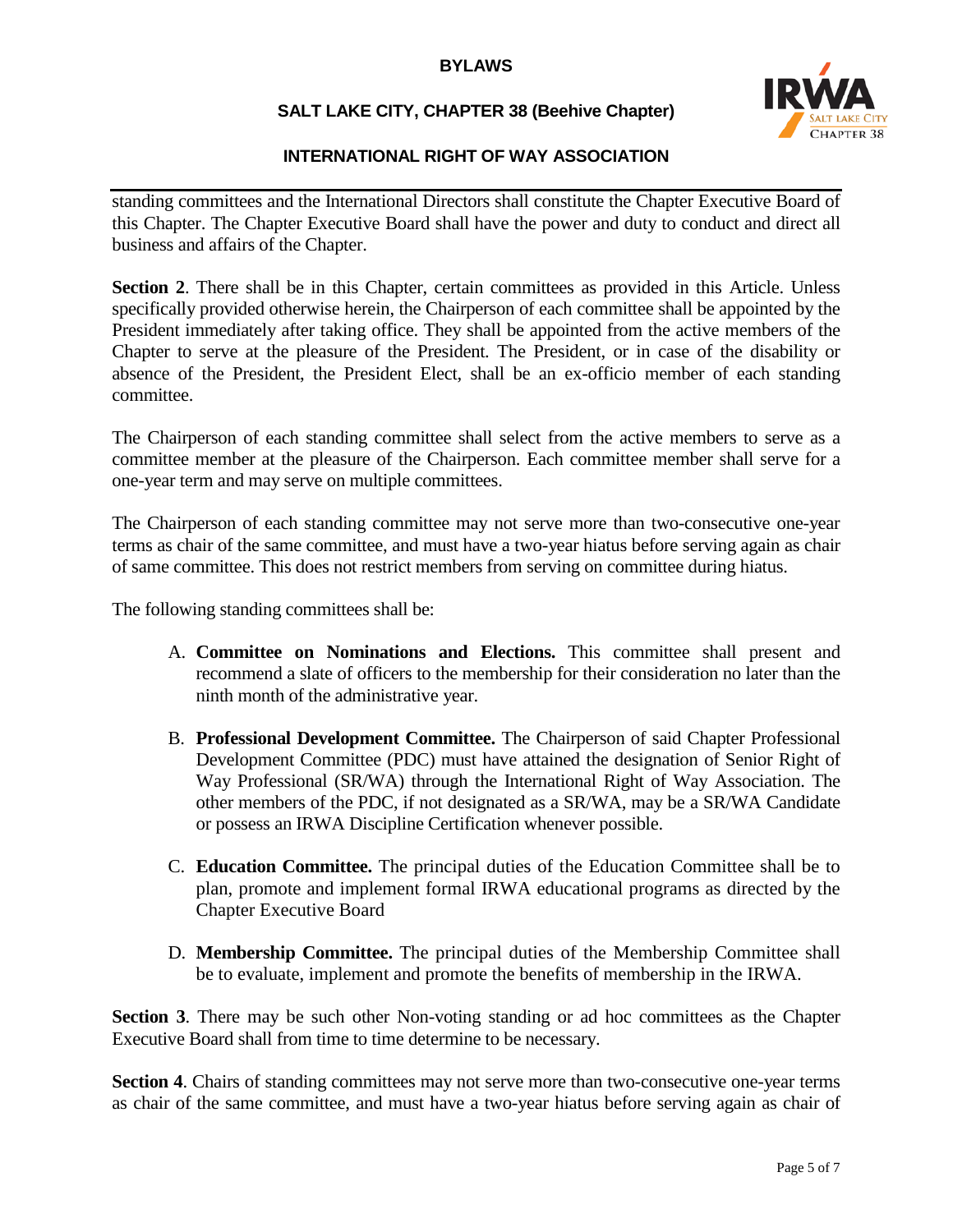standing committees and the International Directors shall constitute the Chapter Executive Board of this Chapter. The Chapter Executive Board shall have the power and duty to conduct and direct all business and affairs of the Chapter.

**Section 2**. There shall be in this Chapter, certain committees as provided in this Article. Unless specifically provided otherwise herein, the Chairperson of each committee shall be appointed by the President immediately after taking office. They shall be appointed from the active members of the Chapter to serve at the pleasure of the President. The President, or in case of the disability or absence of the President, the President Elect, shall be an ex-officio member of each standing committee.

The Chairperson of each standing committee shall select from the active members to serve as a committee member at the pleasure of the Chairperson. Each committee member shall serve for a one-year term and may serve on multiple committees.

The Chairperson of each standing committee may not serve more than two-consecutive one-year terms as chair of the same committee, and must have a two-year hiatus before serving again as chair of same committee. This does not restrict members from serving on committee during hiatus.

The following standing committees shall be:

A. **Committee on Nominations and Elections.** This committee shall present and recommend a slate of officers to the membership for their consideration no later than the ninth month of the administrative year.

B. **Professional Development Committee.** The Chairperson of said Chapter Professional Development Committee (PDC) must have attained the designation of Senior Right of Way Professional (SR/WA) through the International Right of Way Association. The other members of the PDC, if not designated as a SR/WA, may be a SR/WA Candidate or possess an IRWA Discipline Certification whenever possible.

C. **Education Committee.** The principal duties of the Education Committee shall be to plan, promote and implement formal IRWA educational programs as directed by the Chapter Executive Board

D. **Membership Committee.** The principal duties of the Membership Committee shall be to evaluate, implement and promote the benefits of membership in the IRWA.

**Section 3**. There may be such other Non-voting standing or ad hoc committees as the Chapter Executive Board shall from time to time determine to be necessary.

**Section 4**. Chairs of standing committees may not serve more than two-consecutive one-year terms as chair of the same committee, and must have a two-year hiatus before serving again as chair of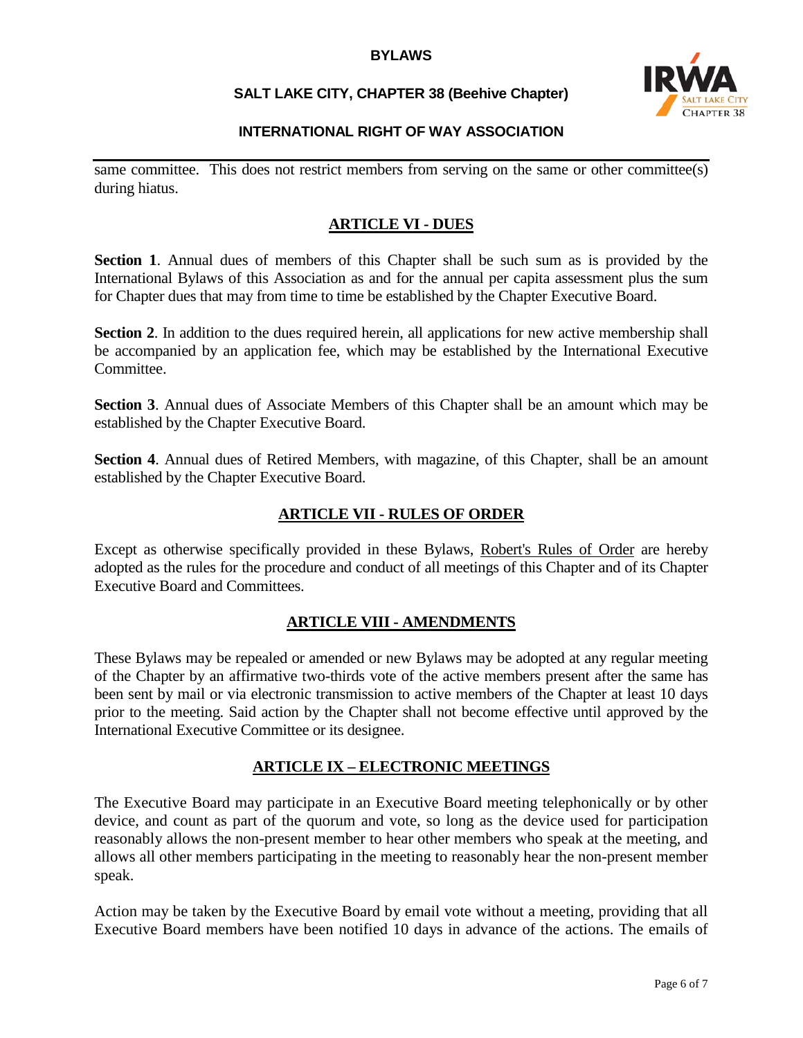same committee. This does not restrict members from serving on the same or other committee(s) during hiatus.

## ARTICLE VI - DUES

**Section 1**. Annual dues of members of this Chapter shall be such sum as is provided by the International Bylaws of this Association as and for the annual per capita assessment plus the sum for Chapter dues that may from time to time be established by the Chapter Executive Board.

**Section 2**. In addition to the dues required herein, all applications for new active membership shall be accompanied by an application fee, which may be established by the International Executive Committee.

**Section 3**. Annual dues of Associate Members of this Chapter shall be an amount which may be established by the Chapter Executive Board.

**Section 4**. Annual dues of Retired Members, with magazine, of this Chapter, shall be an amount established by the Chapter Executive Board.

## ARTICLE VII - RULES OF ORDER

Except as otherwise specifically provided in these Bylaws, Robert's Rules of Order are hereby adopted as the rules for the procedure and conduct of all meetings of this Chapter and of its Chapter Executive Board and Committees.

## ARTICLE VIII - AMENDMENTS

These Bylaws may be repealed or amended or new Bylaws may be adopted at any regular meeting of the Chapter by an affirmative two-thirds vote of the active members present after the same has been sent by mail or via electronic transmission to active members of the Chapter at least 10 days prior to the meeting. Said action by the Chapter shall not become effective until approved by the International Executive Committee or its designee.

## ARTICLE IX – ELECTRONIC MEETINGS

The Executive Board may participate in an Executive Board meeting telephonically or by other device, and count as part of the quorum and vote, so long as the device used for participation reasonably allows the non-present member to hear other members who speak at the meeting, and allows all other members participating in the meeting to reasonably hear the non-present member speak.

Action may be taken by the Executive Board by email vote without a meeting, providing that all Executive Board members have been notified 10 days in advance of the actions. The emails of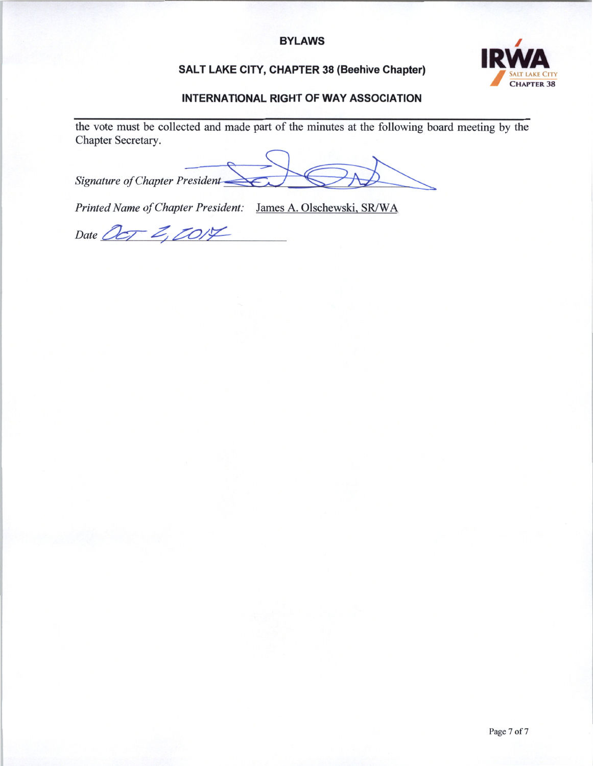the vote must be collected and made part of the minutes at the following board meeting by the Chapter Secretary.

*Signature of Chapter President* ______________________

*Printed Name of Chapter President:* James A. Olschewski, SR/WA

*Date* Oct 2, 2017